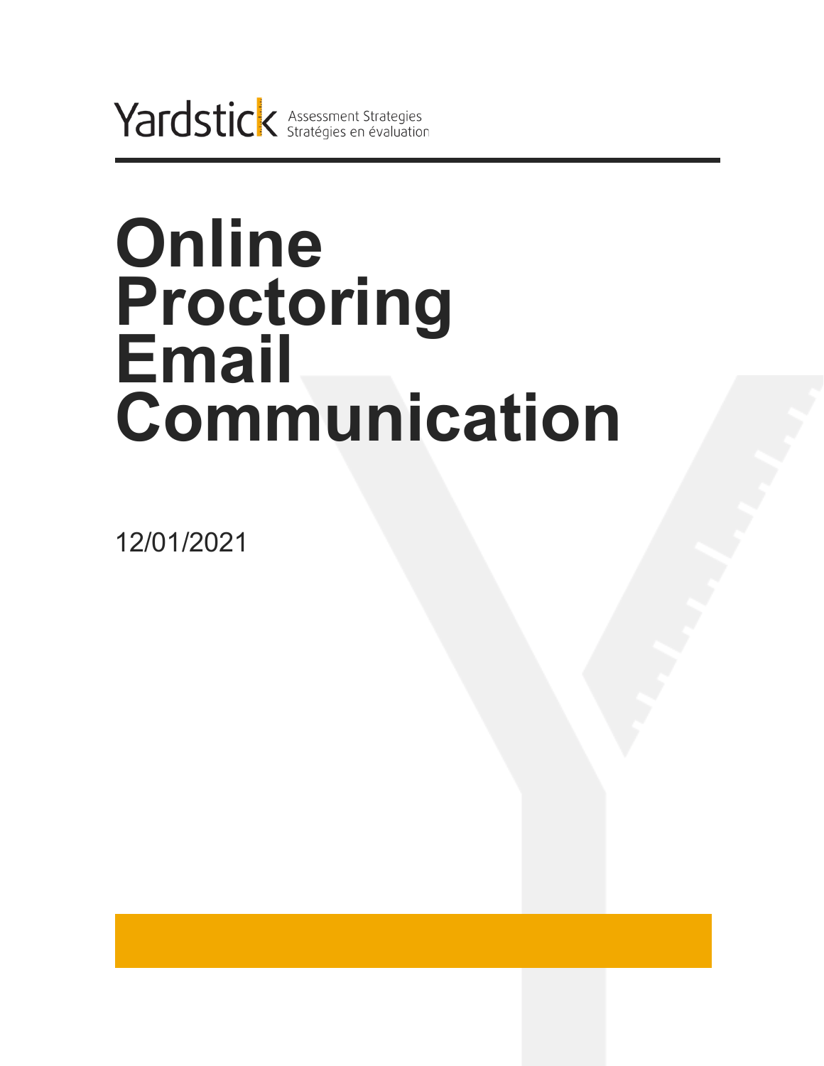Yardstick Assessment Strategies
Stratégies en évaluation

# Online Proctoring Email Communication

12/01/2021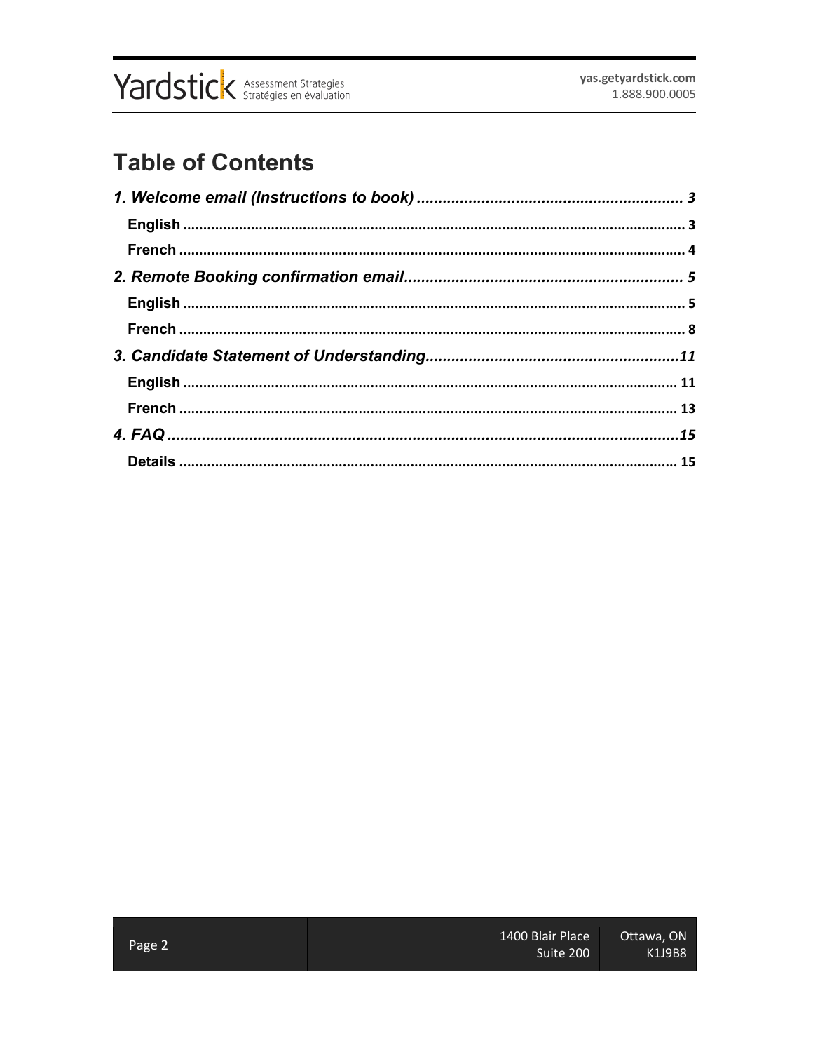# Table of Contents

*1. Welcome email (Instructions to book)* ... 3

- **English** ... 3
- **French** ... 4

*2. Remote Booking confirmation email* ... 5

- **English** ... 5
- **French** ... 8

*3. Candidate Statement of Understanding* ... 11

- **English** ... 11
- **French** ... 13

*4. FAQ* ... 15

- **Details** ... 15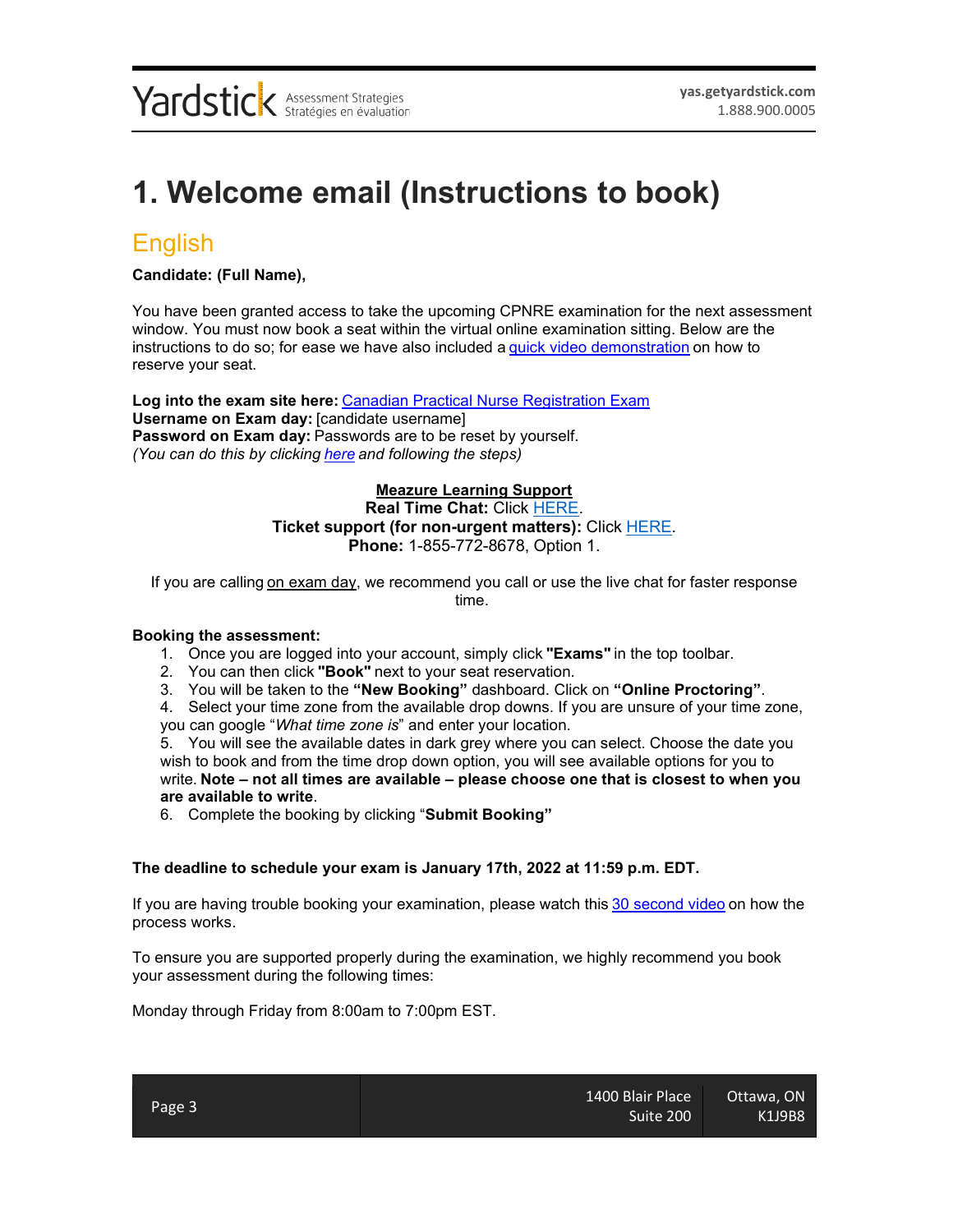# 1. Welcome email (Instructions to book)

## English

**Candidate: (Full Name),**

You have been granted access to take the upcoming CPNRE examination for the next assessment window. You must now book a seat within the virtual online examination sitting. Below are the instructions to do so; for ease we have also included a quick video demonstration on how to reserve your seat.

**Log into the exam site here:** Canadian Practical Nurse Registration Exam
**Username on Exam day:** [candidate username]
**Password on Exam day:** Passwords are to be reset by yourself.
*(You can do this by clicking here and following the steps)*

**Meazure Learning Support**
**Real Time Chat:** Click HERE.
**Ticket support (for non-urgent matters):** Click HERE.
**Phone:** 1-855-772-8678, Option 1.

If you are calling on exam day, we recommend you call or use the live chat for faster response time.

**Booking the assessment:**

1. Once you are logged into your account, simply click **"Exams"** in the top toolbar.
2. You can then click **"Book"** next to your seat reservation.
3. You will be taken to the **"New Booking"** dashboard. Click on **"Online Proctoring"**.
4. Select your time zone from the available drop downs. If you are unsure of your time zone, you can google "*What time zone is*" and enter your location.
5. You will see the available dates in dark grey where you can select. Choose the date you wish to book and from the time drop down option, you will see available options for you to write. **Note – not all times are available – please choose one that is closest to when you are available to write**.
6. Complete the booking by clicking "**Submit Booking"**

**The deadline to schedule your exam is January 17th, 2022 at 11:59 p.m. EDT.**

If you are having trouble booking your examination, please watch this 30 second video on how the process works.

To ensure you are supported properly during the examination, we highly recommend you book your assessment during the following times:

Monday through Friday from 8:00am to 7:00pm EST.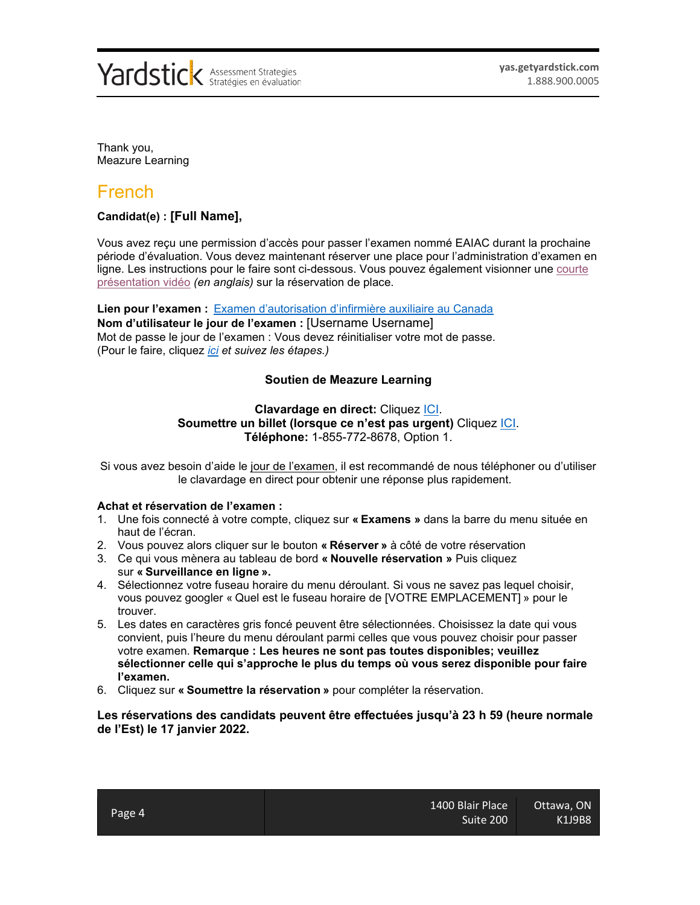Thank you,
Meazure Learning

## French

**Candidat(e) : [Full Name],**

Vous avez reçu une permission d'accès pour passer l'examen nommé EAIAC durant la prochaine période d'évaluation. Vous devez maintenant réserver une place pour l'administration d'examen en ligne. Les instructions pour le faire sont ci-dessous. Vous pouvez également visionner une courte présentation vidéo *(en anglais)* sur la réservation de place.

**Lien pour l'examen :** Examen d'autorisation d'infirmière auxiliaire au Canada
**Nom d'utilisateur le jour de l'examen :** [Username Username]
Mot de passe le jour de l'examen : Vous devez réinitialiser votre mot de passe.
(Pour le faire, cliquez *ici et suivez les étapes.)*

**Soutien de Meazure Learning**

**Clavardage en direct:** Cliquez ICI.
**Soumettre un billet (lorsque ce n'est pas urgent)** Cliquez ICI.
**Téléphone:** 1-855-772-8678, Option 1.

Si vous avez besoin d'aide le jour de l'examen, il est recommandé de nous téléphoner ou d'utiliser le clavardage en direct pour obtenir une réponse plus rapidement.

**Achat et réservation de l'examen :**

1. Une fois connecté à votre compte, cliquez sur **« Examens »** dans la barre du menu située en haut de l'écran.
2. Vous pouvez alors cliquer sur le bouton **« Réserver »** à côté de votre réservation
3. Ce qui vous mènera au tableau de bord **« Nouvelle réservation »** Puis cliquez sur **« Surveillance en ligne ».**
4. Sélectionnez votre fuseau horaire du menu déroulant. Si vous ne savez pas lequel choisir, vous pouvez googler « Quel est le fuseau horaire de [VOTRE EMPLACEMENT] » pour le trouver.
5. Les dates en caractères gris foncé peuvent être sélectionnées. Choisissez la date qui vous convient, puis l'heure du menu déroulant parmi celles que vous pouvez choisir pour passer votre examen. **Remarque : Les heures ne sont pas toutes disponibles; veuillez sélectionner celle qui s'approche le plus du temps où vous serez disponible pour faire l'examen.**
6. Cliquez sur **« Soumettre la réservation »** pour compléter la réservation.

**Les réservations des candidats peuvent être effectuées jusqu'à 23 h 59 (heure normale de l'Est) le 17 janvier 2022.**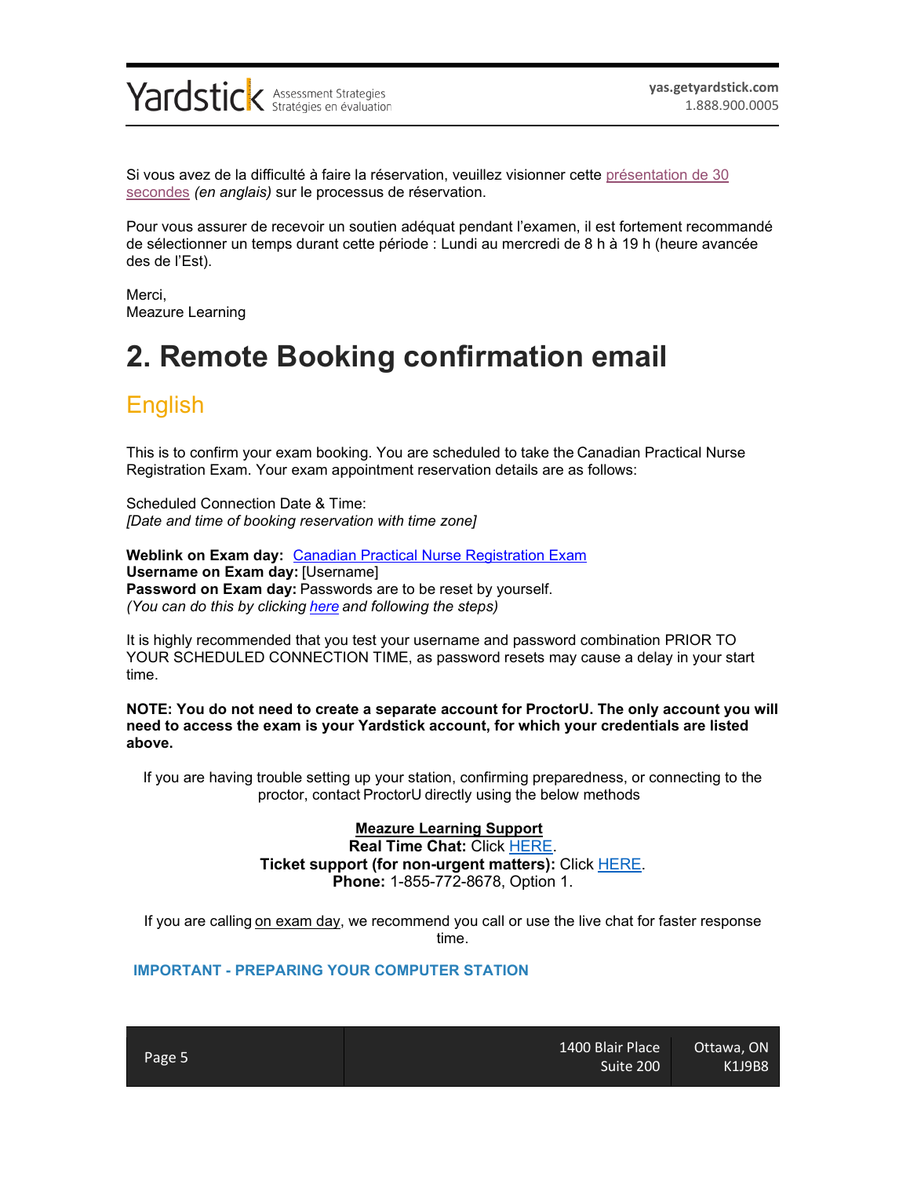Si vous avez de la difficulté à faire la réservation, veuillez visionner cette présentation de 30 secondes *(en anglais)* sur le processus de réservation.

Pour vous assurer de recevoir un soutien adéquat pendant l'examen, il est fortement recommandé de sélectionner un temps durant cette période : Lundi au mercredi de 8 h à 19 h (heure avancée des de l'Est).

Merci,
Meazure Learning

# 2. Remote Booking confirmation email

## English

This is to confirm your exam booking. You are scheduled to take the Canadian Practical Nurse Registration Exam. Your exam appointment reservation details are as follows:

Scheduled Connection Date & Time:
*[Date and time of booking reservation with time zone]*

**Weblink on Exam day:** Canadian Practical Nurse Registration Exam
**Username on Exam day:** [Username]
**Password on Exam day:** Passwords are to be reset by yourself.
*(You can do this by clicking here and following the steps)*

It is highly recommended that you test your username and password combination PRIOR TO YOUR SCHEDULED CONNECTION TIME, as password resets may cause a delay in your start time.

**NOTE: You do not need to create a separate account for ProctorU. The only account you will need to access the exam is your Yardstick account, for which your credentials are listed above.**

If you are having trouble setting up your station, confirming preparedness, or connecting to the proctor, contact ProctorU directly using the below methods

**Meazure Learning Support**
**Real Time Chat:** Click HERE.
**Ticket support (for non-urgent matters):** Click HERE.
**Phone:** 1-855-772-8678, Option 1.

If you are calling on exam day, we recommend you call or use the live chat for faster response time.

**IMPORTANT - PREPARING YOUR COMPUTER STATION**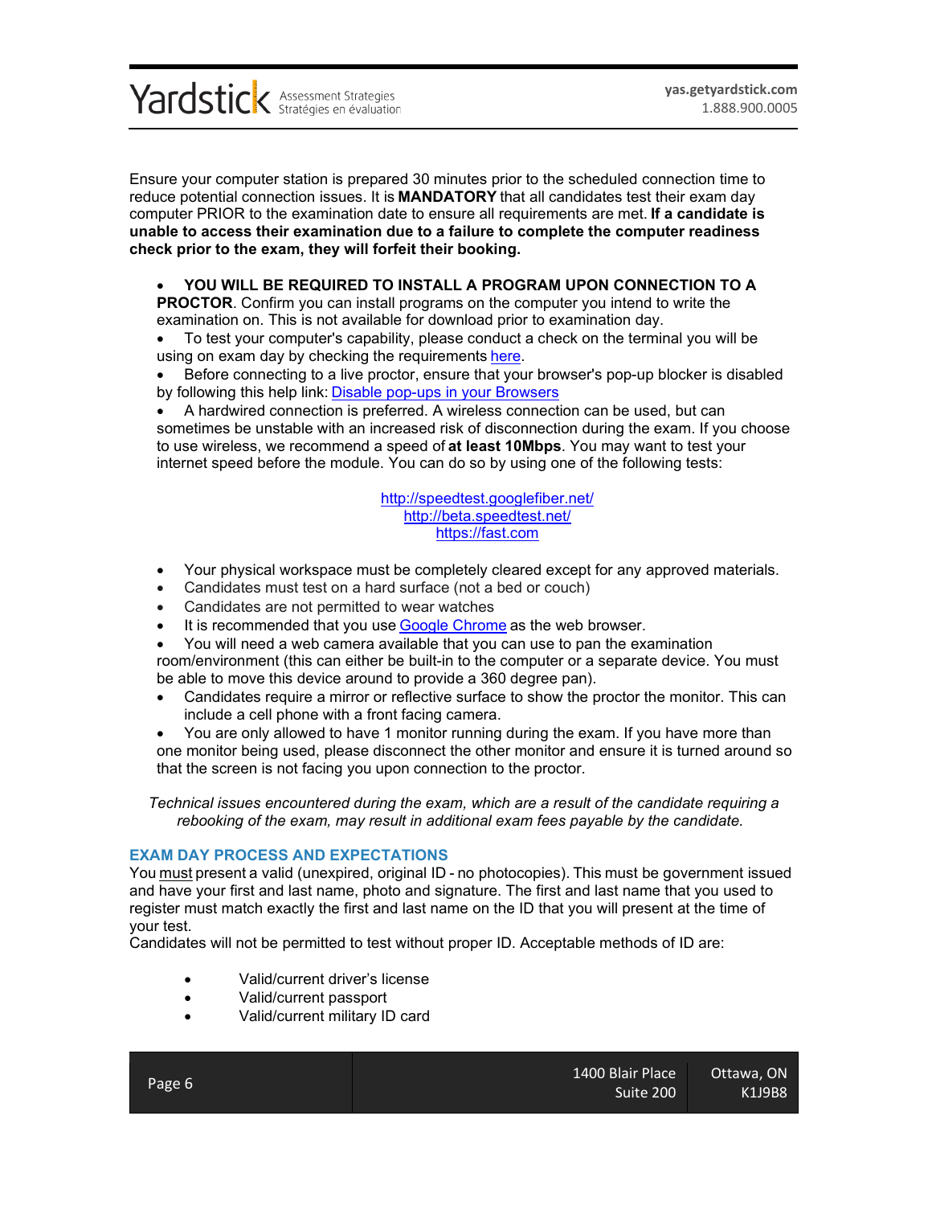Ensure your computer station is prepared 30 minutes prior to the scheduled connection time to reduce potential connection issues. It is **MANDATORY** that all candidates test their exam day computer PRIOR to the examination date to ensure all requirements are met. **If a candidate is unable to access their examination due to a failure to complete the computer readiness check prior to the exam, they will forfeit their booking.**

- **YOU WILL BE REQUIRED TO INSTALL A PROGRAM UPON CONNECTION TO A PROCTOR**. Confirm you can install programs on the computer you intend to write the examination on. This is not available for download prior to examination day.
- To test your computer's capability, please conduct a check on the terminal you will be using on exam day by checking the requirements here.
- Before connecting to a live proctor, ensure that your browser's pop-up blocker is disabled by following this help link: Disable pop-ups in your Browsers
- A hardwired connection is preferred. A wireless connection can be used, but can sometimes be unstable with an increased risk of disconnection during the exam. If you choose to use wireless, we recommend a speed of **at least 10Mbps**. You may want to test your internet speed before the module. You can do so by using one of the following tests:

http://speedtest.googlefiber.net/
http://beta.speedtest.net/
https://fast.com

- Your physical workspace must be completely cleared except for any approved materials.
- Candidates must test on a hard surface (not a bed or couch)
- Candidates are not permitted to wear watches
- It is recommended that you use Google Chrome as the web browser.
- You will need a web camera available that you can use to pan the examination room/environment (this can either be built-in to the computer or a separate device. You must be able to move this device around to provide a 360 degree pan).
- Candidates require a mirror or reflective surface to show the proctor the monitor. This can include a cell phone with a front facing camera.
- You are only allowed to have 1 monitor running during the exam. If you have more than one monitor being used, please disconnect the other monitor and ensure it is turned around so that the screen is not facing you upon connection to the proctor.

*Technical issues encountered during the exam, which are a result of the candidate requiring a rebooking of the exam, may result in additional exam fees payable by the candidate.*

## EXAM DAY PROCESS AND EXPECTATIONS

You must present a valid (unexpired, original ID - no photocopies). This must be government issued and have your first and last name, photo and signature. The first and last name that you used to register must match exactly the first and last name on the ID that you will present at the time of your test.

Candidates will not be permitted to test without proper ID. Acceptable methods of ID are:

- Valid/current driver's license
- Valid/current passport
- Valid/current military ID card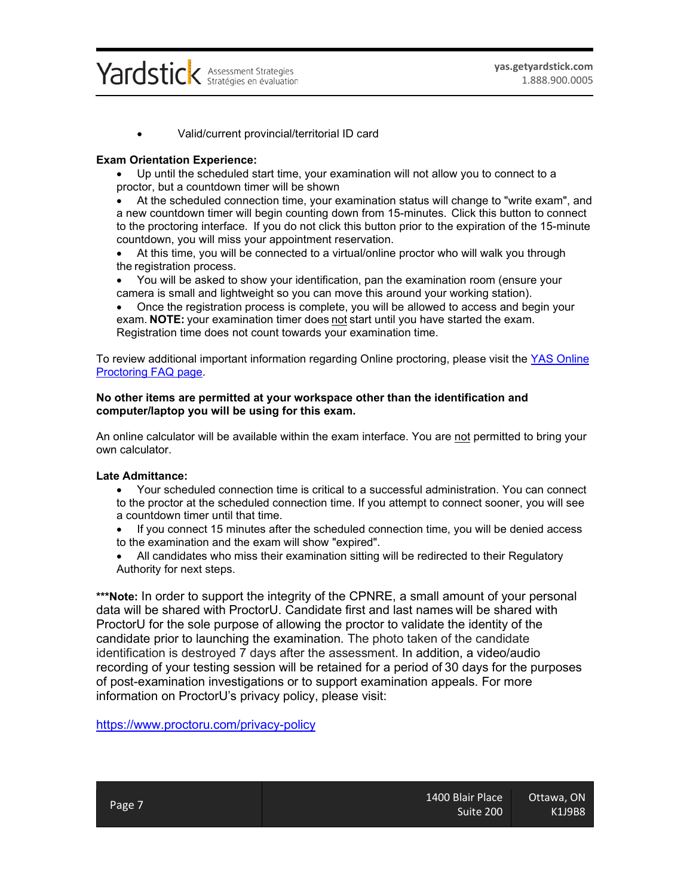- Valid/current provincial/territorial ID card

**Exam Orientation Experience:**

- Up until the scheduled start time, your examination will not allow you to connect to a proctor, but a countdown timer will be shown
- At the scheduled connection time, your examination status will change to "write exam", and a new countdown timer will begin counting down from 15-minutes. Click this button to connect to the proctoring interface. If you do not click this button prior to the expiration of the 15-minute countdown, you will miss your appointment reservation.
- At this time, you will be connected to a virtual/online proctor who will walk you through the registration process.
- You will be asked to show your identification, pan the examination room (ensure your camera is small and lightweight so you can move this around your working station).
- Once the registration process is complete, you will be allowed to access and begin your exam. **NOTE:** your examination timer does not start until you have started the exam. Registration time does not count towards your examination time.

To review additional important information regarding Online proctoring, please visit the [YAS Online Proctoring FAQ page](#).

**No other items are permitted at your workspace other than the identification and computer/laptop you will be using for this exam.**

An online calculator will be available within the exam interface. You are not permitted to bring your own calculator.

**Late Admittance:**

- Your scheduled connection time is critical to a successful administration. You can connect to the proctor at the scheduled connection time. If you attempt to connect sooner, you will see a countdown timer until that time.
- If you connect 15 minutes after the scheduled connection time, you will be denied access to the examination and the exam will show "expired".
- All candidates who miss their examination sitting will be redirected to their Regulatory Authority for next steps.

***__Note:__** In order to support the integrity of the CPNRE, a small amount of your personal data will be shared with ProctorU. Candidate first and last names will be shared with ProctorU for the sole purpose of allowing the proctor to validate the identity of the candidate prior to launching the examination. The photo taken of the candidate identification is destroyed 7 days after the assessment. In addition, a video/audio recording of your testing session will be retained for a period of 30 days for the purposes of post-examination investigations or to support examination appeals. For more information on ProctorU's privacy policy, please visit:

https://www.proctoru.com/privacy-policy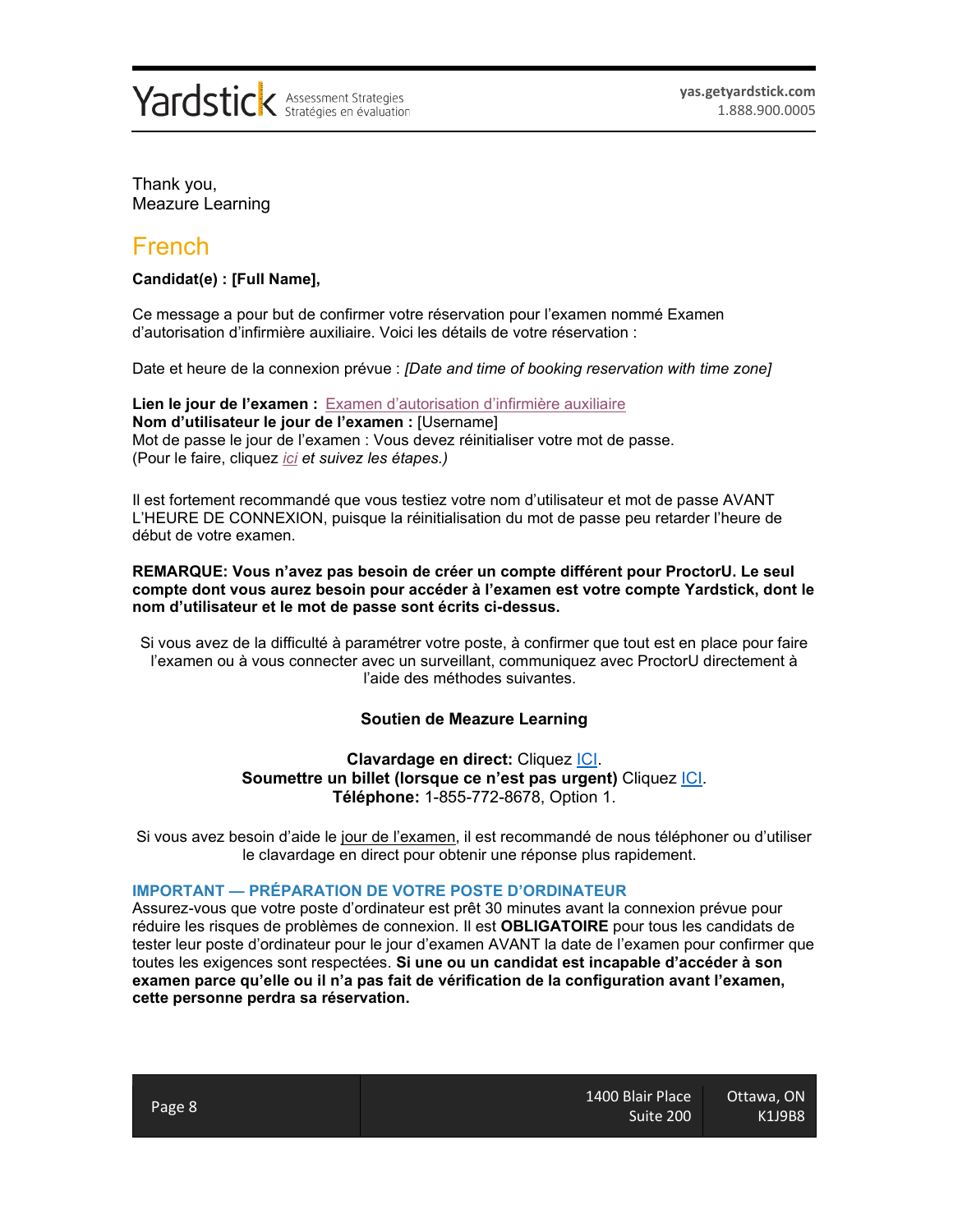Thank you,
Meazure Learning

## French

**Candidat(e) : [Full Name],**

Ce message a pour but de confirmer votre réservation pour l'examen nommé Examen d'autorisation d'infirmière auxiliaire. Voici les détails de votre réservation :

Date et heure de la connexion prévue : *[Date and time of booking reservation with time zone]*

**Lien le jour de l'examen :** Examen d'autorisation d'infirmière auxiliaire
**Nom d'utilisateur le jour de l'examen :** [Username]
Mot de passe le jour de l'examen : Vous devez réinitialiser votre mot de passe.
(Pour le faire, cliquez *ici et suivez les étapes.)*

Il est fortement recommandé que vous testiez votre nom d'utilisateur et mot de passe AVANT L'HEURE DE CONNEXION, puisque la réinitialisation du mot de passe peu retarder l'heure de début de votre examen.

**REMARQUE: Vous n'avez pas besoin de créer un compte différent pour ProctorU. Le seul compte dont vous aurez besoin pour accéder à l'examen est votre compte Yardstick, dont le nom d'utilisateur et le mot de passe sont écrits ci-dessus.**

Si vous avez de la difficulté à paramétrer votre poste, à confirmer que tout est en place pour faire l'examen ou à vous connecter avec un surveillant, communiquez avec ProctorU directement à l'aide des méthodes suivantes.

**Soutien de Meazure Learning**

**Clavardage en direct:** Cliquez ICI.
**Soumettre un billet (lorsque ce n'est pas urgent)** Cliquez ICI.
**Téléphone:** 1-855-772-8678, Option 1.

Si vous avez besoin d'aide le jour de l'examen, il est recommandé de nous téléphoner ou d'utiliser le clavardage en direct pour obtenir une réponse plus rapidement.

### IMPORTANT — PRÉPARATION DE VOTRE POSTE D'ORDINATEUR

Assurez-vous que votre poste d'ordinateur est prêt 30 minutes avant la connexion prévue pour réduire les risques de problèmes de connexion. Il est **OBLIGATOIRE** pour tous les candidats de tester leur poste d'ordinateur pour le jour d'examen AVANT la date de l'examen pour confirmer que toutes les exigences sont respectées. **Si une ou un candidat est incapable d'accéder à son examen parce qu'elle ou il n'a pas fait de vérification de la configuration avant l'examen, cette personne perdra sa réservation.**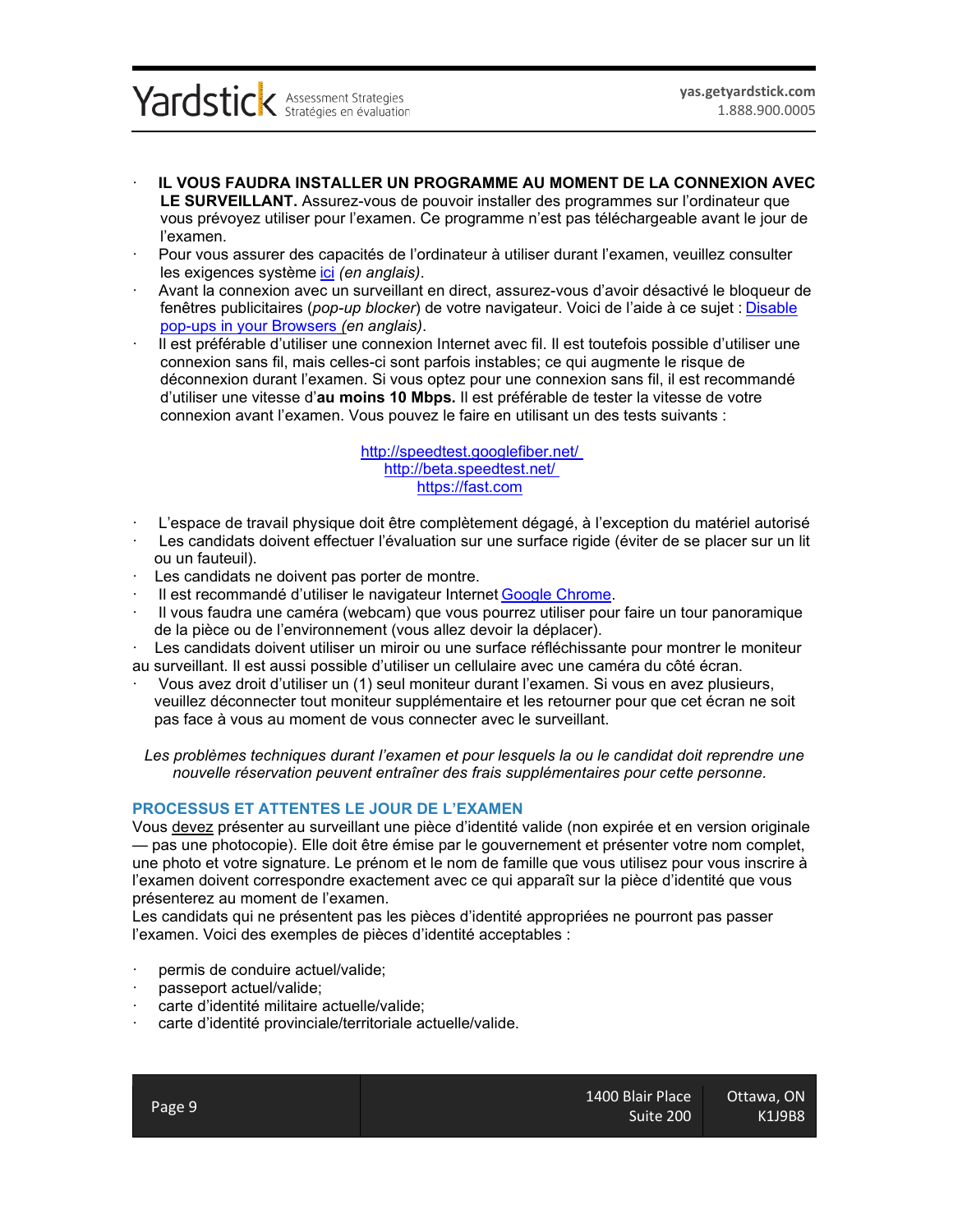- **IL VOUS FAUDRA INSTALLER UN PROGRAMME AU MOMENT DE LA CONNEXION AVEC LE SURVEILLANT.** Assurez-vous de pouvoir installer des programmes sur l'ordinateur que vous prévoyez utiliser pour l'examen. Ce programme n'est pas téléchargeable avant le jour de l'examen.
- Pour vous assurer des capacités de l'ordinateur à utiliser durant l'examen, veuillez consulter les exigences système ici *(en anglais)*.
- Avant la connexion avec un surveillant en direct, assurez-vous d'avoir désactivé le bloqueur de fenêtres publicitaires (*pop-up blocker*) de votre navigateur. Voici de l'aide à ce sujet : Disable pop-ups in your Browsers *(en anglais)*.
- Il est préférable d'utiliser une connexion Internet avec fil. Il est toutefois possible d'utiliser une connexion sans fil, mais celles-ci sont parfois instables; ce qui augmente le risque de déconnexion durant l'examen. Si vous optez pour une connexion sans fil, il est recommandé d'utiliser une vitesse d'**au moins 10 Mbps.** Il est préférable de tester la vitesse de votre connexion avant l'examen. Vous pouvez le faire en utilisant un des tests suivants :

http://speedtest.googlefiber.net/
http://beta.speedtest.net/
https://fast.com

- L'espace de travail physique doit être complètement dégagé, à l'exception du matériel autorisé
- Les candidats doivent effectuer l'évaluation sur une surface rigide (éviter de se placer sur un lit ou un fauteuil).
- Les candidats ne doivent pas porter de montre.
- Il est recommandé d'utiliser le navigateur Internet Google Chrome.
- Il vous faudra une caméra (webcam) que vous pourrez utiliser pour faire un tour panoramique de la pièce ou de l'environnement (vous allez devoir la déplacer).
- Les candidats doivent utiliser un miroir ou une surface réfléchissante pour montrer le moniteur au surveillant. Il est aussi possible d'utiliser un cellulaire avec une caméra du côté écran.
- Vous avez droit d'utiliser un (1) seul moniteur durant l'examen. Si vous en avez plusieurs, veuillez déconnecter tout moniteur supplémentaire et les retourner pour que cet écran ne soit pas face à vous au moment de vous connecter avec le surveillant.

*Les problèmes techniques durant l'examen et pour lesquels la ou le candidat doit reprendre une nouvelle réservation peuvent entraîner des frais supplémentaires pour cette personne.*

## PROCESSUS ET ATTENTES LE JOUR DE L'EXAMEN

Vous devez présenter au surveillant une pièce d'identité valide (non expirée et en version originale — pas une photocopie). Elle doit être émise par le gouvernement et présenter votre nom complet, une photo et votre signature. Le prénom et le nom de famille que vous utilisez pour vous inscrire à l'examen doivent correspondre exactement avec ce qui apparaît sur la pièce d'identité que vous présenterez au moment de l'examen.

Les candidats qui ne présentent pas les pièces d'identité appropriées ne pourront pas passer l'examen. Voici des exemples de pièces d'identité acceptables :

- permis de conduire actuel/valide;
- passeport actuel/valide;
- carte d'identité militaire actuelle/valide;
- carte d'identité provinciale/territoriale actuelle/valide.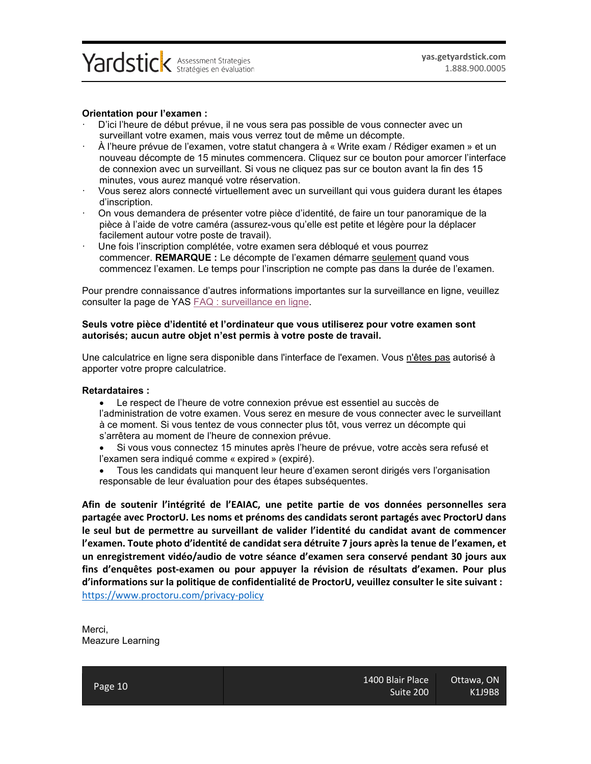**Orientation pour l'examen :**

- D'ici l'heure de début prévue, il ne vous sera pas possible de vous connecter avec un surveillant votre examen, mais vous verrez tout de même un décompte.
- À l'heure prévue de l'examen, votre statut changera à « Write exam / Rédiger examen » et un nouveau décompte de 15 minutes commencera. Cliquez sur ce bouton pour amorcer l'interface de connexion avec un surveillant. Si vous ne cliquez pas sur ce bouton avant la fin des 15 minutes, vous aurez manqué votre réservation.
- Vous serez alors connecté virtuellement avec un surveillant qui vous guidera durant les étapes d'inscription.
- On vous demandera de présenter votre pièce d'identité, de faire un tour panoramique de la pièce à l'aide de votre caméra (assurez-vous qu'elle est petite et légère pour la déplacer facilement autour votre poste de travail).
- Une fois l'inscription complétée, votre examen sera débloqué et vous pourrez commencer. **REMARQUE :** Le décompte de l'examen démarre seulement quand vous commencez l'examen. Le temps pour l'inscription ne compte pas dans la durée de l'examen.

Pour prendre connaissance d'autres informations importantes sur la surveillance en ligne, veuillez consulter la page de YAS FAQ : surveillance en ligne.

**Seuls votre pièce d'identité et l'ordinateur que vous utiliserez pour votre examen sont autorisés; aucun autre objet n'est permis à votre poste de travail.**

Une calculatrice en ligne sera disponible dans l'interface de l'examen. Vous n'êtes pas autorisé à apporter votre propre calculatrice.

**Retardataires :**

- Le respect de l'heure de votre connexion prévue est essentiel au succès de l'administration de votre examen. Vous serez en mesure de vous connecter avec le surveillant à ce moment. Si vous tentez de vous connecter plus tôt, vous verrez un décompte qui s'arrêtera au moment de l'heure de connexion prévue.
- Si vous vous connectez 15 minutes après l'heure de prévue, votre accès sera refusé et l'examen sera indiqué comme « expired » (expiré).
- Tous les candidats qui manquent leur heure d'examen seront dirigés vers l'organisation responsable de leur évaluation pour des étapes subséquentes.

**Afin de soutenir l'intégrité de l'EAIAC, une petite partie de vos données personnelles sera partagée avec ProctorU. Les noms et prénoms des candidats seront partagés avec ProctorU dans le seul but de permettre au surveillant de valider l'identité du candidat avant de commencer l'examen. Toute photo d'identité de candidat sera détruite 7 jours après la tenue de l'examen, et un enregistrement vidéo/audio de votre séance d'examen sera conservé pendant 30 jours aux fins d'enquêtes post-examen ou pour appuyer la révision de résultats d'examen. Pour plus d'informations sur la politique de confidentialité de ProctorU, veuillez consulter le site suivant :**
https://www.proctoru.com/privacy-policy

Merci,
Meazure Learning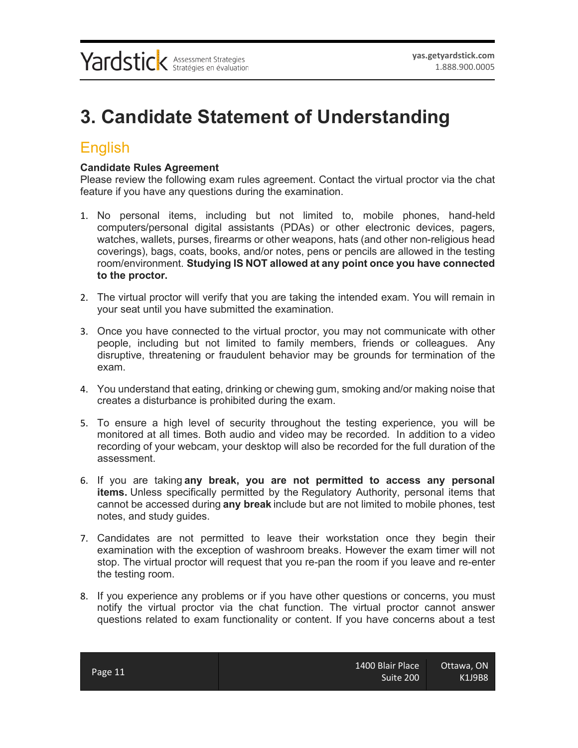# 3. Candidate Statement of Understanding

## English

**Candidate Rules Agreement**
Please review the following exam rules agreement. Contact the virtual proctor via the chat feature if you have any questions during the examination.

1. No personal items, including but not limited to, mobile phones, hand-held computers/personal digital assistants (PDAs) or other electronic devices, pagers, watches, wallets, purses, firearms or other weapons, hats (and other non-religious head coverings), bags, coats, books, and/or notes, pens or pencils are allowed in the testing room/environment. **Studying IS NOT allowed at any point once you have connected to the proctor.**

2. The virtual proctor will verify that you are taking the intended exam. You will remain in your seat until you have submitted the examination.

3. Once you have connected to the virtual proctor, you may not communicate with other people, including but not limited to family members, friends or colleagues. Any disruptive, threatening or fraudulent behavior may be grounds for termination of the exam.

4. You understand that eating, drinking or chewing gum, smoking and/or making noise that creates a disturbance is prohibited during the exam.

5. To ensure a high level of security throughout the testing experience, you will be monitored at all times. Both audio and video may be recorded. In addition to a video recording of your webcam, your desktop will also be recorded for the full duration of the assessment.

6. If you are taking **any break, you are not permitted to access any personal items.** Unless specifically permitted by the Regulatory Authority, personal items that cannot be accessed during **any break** include but are not limited to mobile phones, test notes, and study guides.

7. Candidates are not permitted to leave their workstation once they begin their examination with the exception of washroom breaks. However the exam timer will not stop. The virtual proctor will request that you re-pan the room if you leave and re-enter the testing room.

8. If you experience any problems or if you have other questions or concerns, you must notify the virtual proctor via the chat function. The virtual proctor cannot answer questions related to exam functionality or content. If you have concerns about a test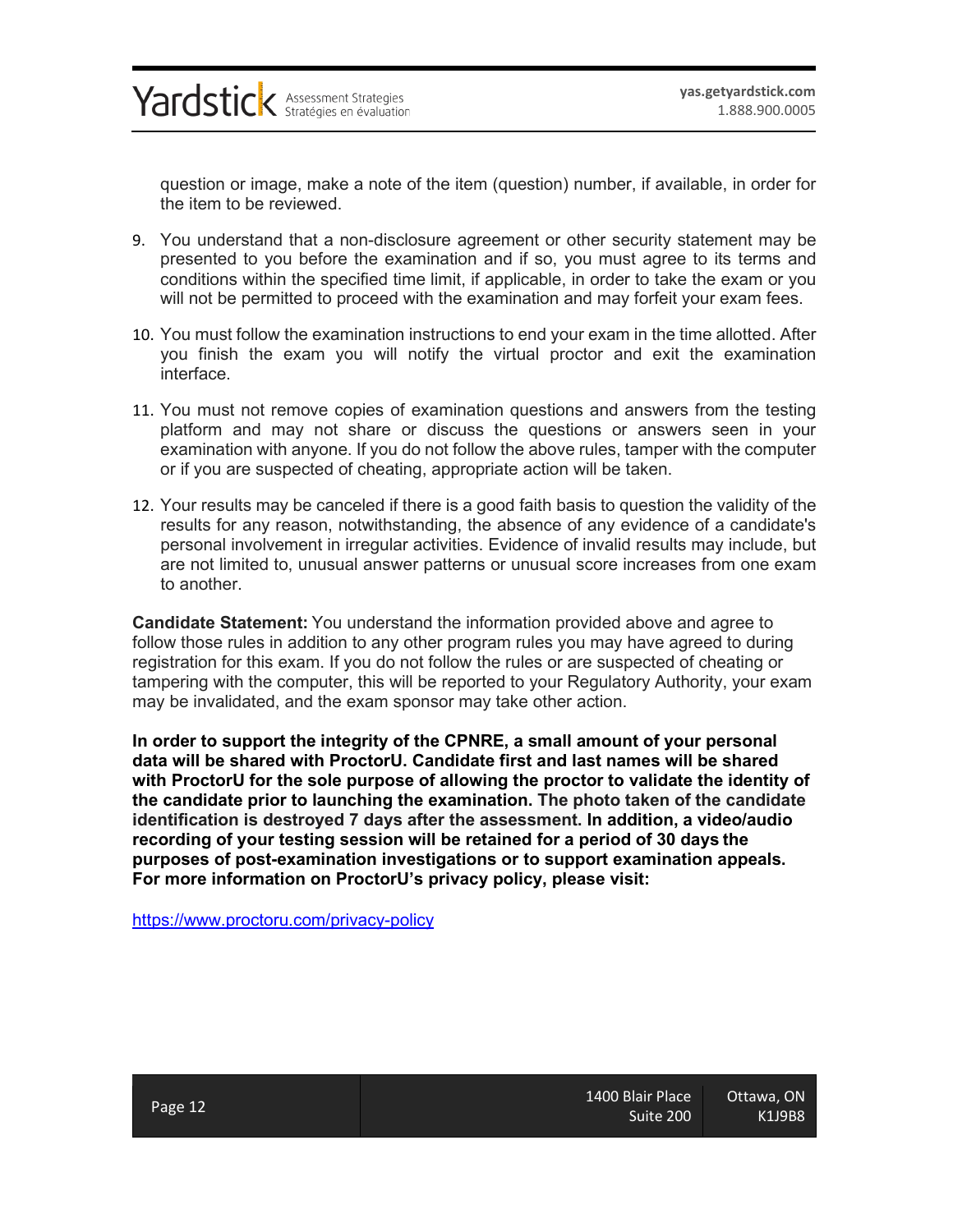question or image, make a note of the item (question) number, if available, in order for the item to be reviewed.

9. You understand that a non-disclosure agreement or other security statement may be presented to you before the examination and if so, you must agree to its terms and conditions within the specified time limit, if applicable, in order to take the exam or you will not be permitted to proceed with the examination and may forfeit your exam fees.
10. You must follow the examination instructions to end your exam in the time allotted. After you finish the exam you will notify the virtual proctor and exit the examination interface.
11. You must not remove copies of examination questions and answers from the testing platform and may not share or discuss the questions or answers seen in your examination with anyone. If you do not follow the above rules, tamper with the computer or if you are suspected of cheating, appropriate action will be taken.
12. Your results may be canceled if there is a good faith basis to question the validity of the results for any reason, notwithstanding, the absence of any evidence of a candidate's personal involvement in irregular activities. Evidence of invalid results may include, but are not limited to, unusual answer patterns or unusual score increases from one exam to another.

**Candidate Statement:** You understand the information provided above and agree to follow those rules in addition to any other program rules you may have agreed to during registration for this exam. If you do not follow the rules or are suspected of cheating or tampering with the computer, this will be reported to your Regulatory Authority, your exam may be invalidated, and the exam sponsor may take other action.

**In order to support the integrity of the CPNRE, a small amount of your personal data will be shared with ProctorU. Candidate first and last names will be shared with ProctorU for the sole purpose of allowing the proctor to validate the identity of the candidate prior to launching the examination. The photo taken of the candidate identification is destroyed 7 days after the assessment. In addition, a video/audio recording of your testing session will be retained for a period of 30 days the purposes of post-examination investigations or to support examination appeals. For more information on ProctorU's privacy policy, please visit:**

https://www.proctoru.com/privacy-policy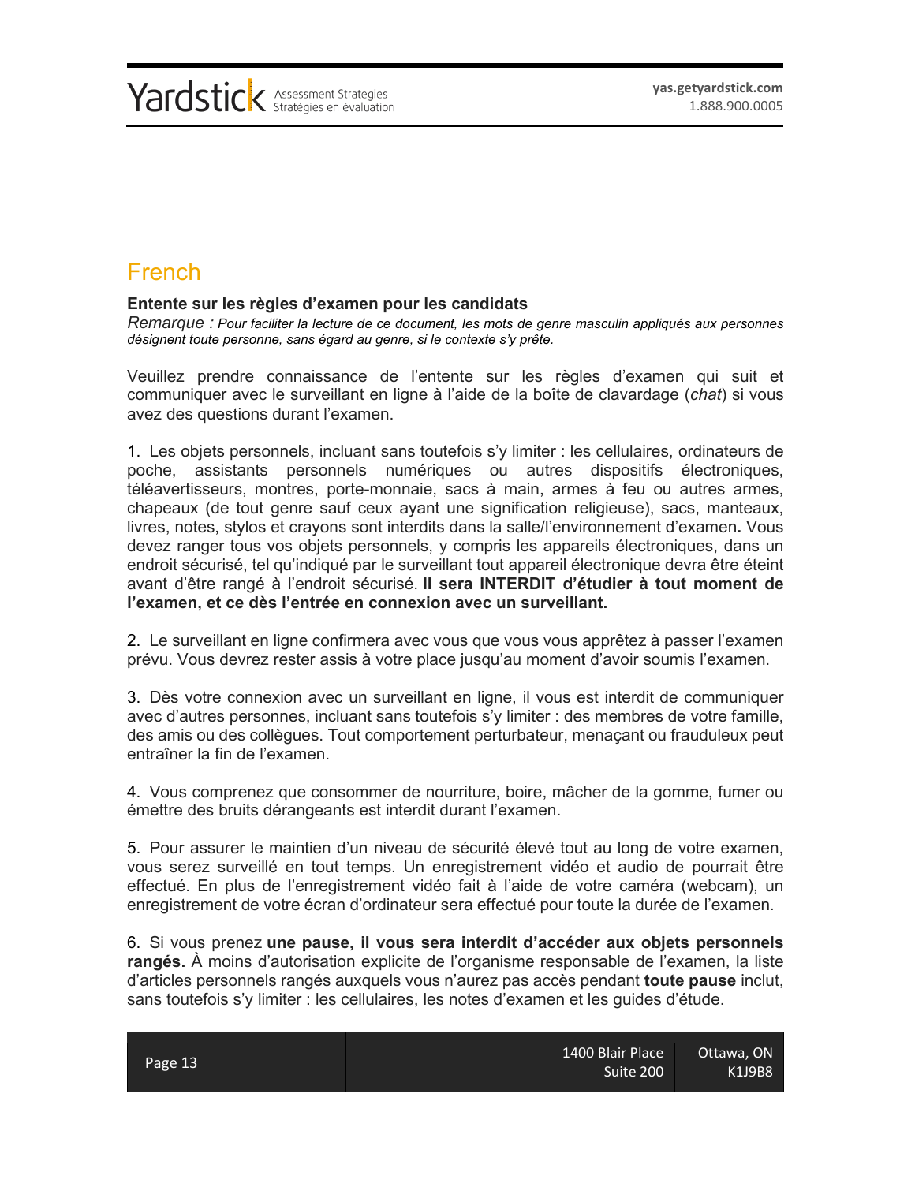## French

**Entente sur les règles d'examen pour les candidats**

*Remarque : Pour faciliter la lecture de ce document, les mots de genre masculin appliqués aux personnes désignent toute personne, sans égard au genre, si le contexte s'y prête.*

Veuillez prendre connaissance de l'entente sur les règles d'examen qui suit et communiquer avec le surveillant en ligne à l'aide de la boîte de clavardage (*chat*) si vous avez des questions durant l'examen.

1. Les objets personnels, incluant sans toutefois s'y limiter : les cellulaires, ordinateurs de poche, assistants personnels numériques ou autres dispositifs électroniques, téléavertisseurs, montres, porte-monnaie, sacs à main, armes à feu ou autres armes, chapeaux (de tout genre sauf ceux ayant une signification religieuse), sacs, manteaux, livres, notes, stylos et crayons sont interdits dans la salle/l'environnement d'examen**.** Vous devez ranger tous vos objets personnels, y compris les appareils électroniques, dans un endroit sécurisé, tel qu'indiqué par le surveillant tout appareil électronique devra être éteint avant d'être rangé à l'endroit sécurisé. **Il sera INTERDIT d'étudier à tout moment de l'examen, et ce dès l'entrée en connexion avec un surveillant.**

2. Le surveillant en ligne confirmera avec vous que vous vous apprêtez à passer l'examen prévu. Vous devrez rester assis à votre place jusqu'au moment d'avoir soumis l'examen.

3. Dès votre connexion avec un surveillant en ligne, il vous est interdit de communiquer avec d'autres personnes, incluant sans toutefois s'y limiter : des membres de votre famille, des amis ou des collègues. Tout comportement perturbateur, menaçant ou frauduleux peut entraîner la fin de l'examen.

4. Vous comprenez que consommer de nourriture, boire, mâcher de la gomme, fumer ou émettre des bruits dérangeants est interdit durant l'examen.

5. Pour assurer le maintien d'un niveau de sécurité élevé tout au long de votre examen, vous serez surveillé en tout temps. Un enregistrement vidéo et audio de pourrait être effectué. En plus de l'enregistrement vidéo fait à l'aide de votre caméra (webcam), un enregistrement de votre écran d'ordinateur sera effectué pour toute la durée de l'examen.

6. Si vous prenez **une pause, il vous sera interdit d'accéder aux objets personnels rangés.** À moins d'autorisation explicite de l'organisme responsable de l'examen, la liste d'articles personnels rangés auxquels vous n'aurez pas accès pendant **toute pause** inclut, sans toutefois s'y limiter : les cellulaires, les notes d'examen et les guides d'étude.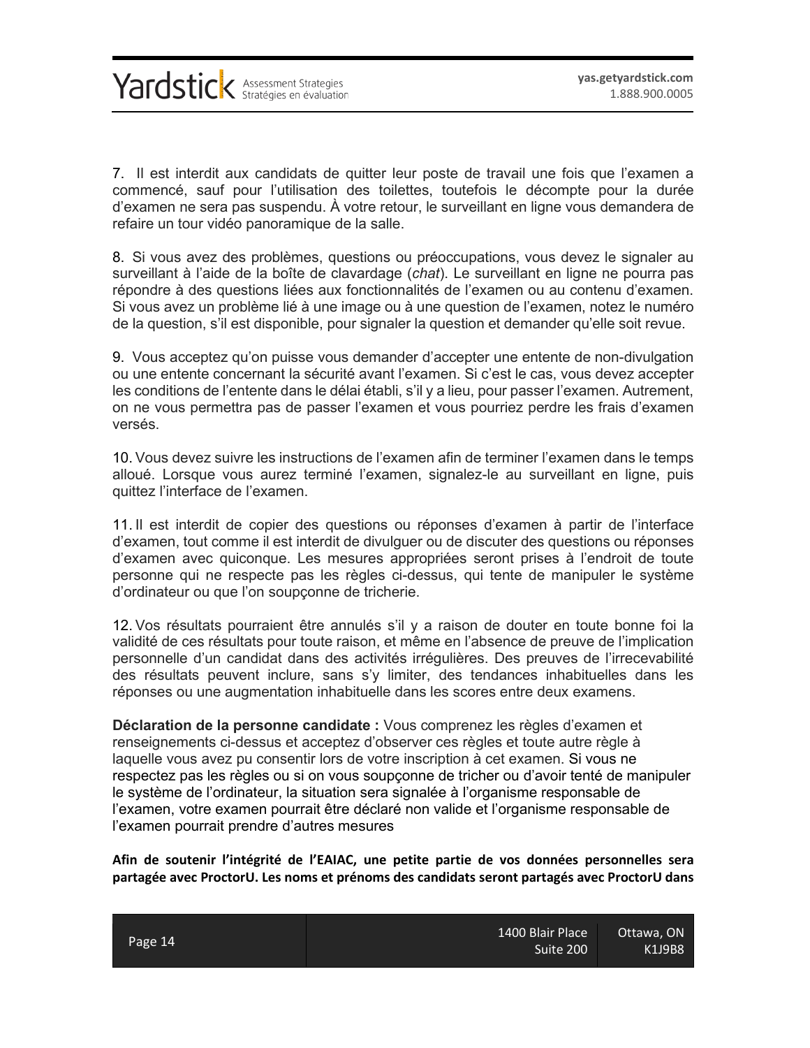7. Il est interdit aux candidats de quitter leur poste de travail une fois que l'examen a commencé, sauf pour l'utilisation des toilettes, toutefois le décompte pour la durée d'examen ne sera pas suspendu. À votre retour, le surveillant en ligne vous demandera de refaire un tour vidéo panoramique de la salle.

8. Si vous avez des problèmes, questions ou préoccupations, vous devez le signaler au surveillant à l'aide de la boîte de clavardage (*chat*). Le surveillant en ligne ne pourra pas répondre à des questions liées aux fonctionnalités de l'examen ou au contenu d'examen. Si vous avez un problème lié à une image ou à une question de l'examen, notez le numéro de la question, s'il est disponible, pour signaler la question et demander qu'elle soit revue.

9. Vous acceptez qu'on puisse vous demander d'accepter une entente de non-divulgation ou une entente concernant la sécurité avant l'examen. Si c'est le cas, vous devez accepter les conditions de l'entente dans le délai établi, s'il y a lieu, pour passer l'examen. Autrement, on ne vous permettra pas de passer l'examen et vous pourriez perdre les frais d'examen versés.

10. Vous devez suivre les instructions de l'examen afin de terminer l'examen dans le temps alloué. Lorsque vous aurez terminé l'examen, signalez-le au surveillant en ligne, puis quittez l'interface de l'examen.

11. Il est interdit de copier des questions ou réponses d'examen à partir de l'interface d'examen, tout comme il est interdit de divulguer ou de discuter des questions ou réponses d'examen avec quiconque. Les mesures appropriées seront prises à l'endroit de toute personne qui ne respecte pas les règles ci-dessus, qui tente de manipuler le système d'ordinateur ou que l'on soupçonne de tricherie.

12. Vos résultats pourraient être annulés s'il y a raison de douter en toute bonne foi la validité de ces résultats pour toute raison, et même en l'absence de preuve de l'implication personnelle d'un candidat dans des activités irrégulières. Des preuves de l'irrecevabilité des résultats peuvent inclure, sans s'y limiter, des tendances inhabituelles dans les réponses ou une augmentation inhabituelle dans les scores entre deux examens.

**Déclaration de la personne candidate :** Vous comprenez les règles d'examen et renseignements ci-dessus et acceptez d'observer ces règles et toute autre règle à laquelle vous avez pu consentir lors de votre inscription à cet examen. Si vous ne respectez pas les règles ou si on vous soupçonne de tricher ou d'avoir tenté de manipuler le système de l'ordinateur, la situation sera signalée à l'organisme responsable de l'examen, votre examen pourrait être déclaré non valide et l'organisme responsable de l'examen pourrait prendre d'autres mesures

**Afin de soutenir l'intégrité de l'EAIAC, une petite partie de vos données personnelles sera partagée avec ProctorU. Les noms et prénoms des candidats seront partagés avec ProctorU dans**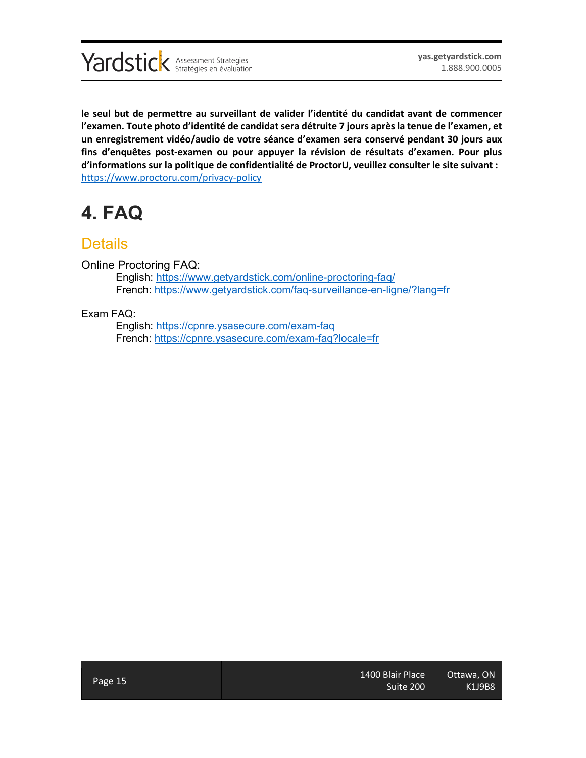**le seul but de permettre au surveillant de valider l'identité du candidat avant de commencer l'examen. Toute photo d'identité de candidat sera détruite 7 jours après la tenue de l'examen, et un enregistrement vidéo/audio de votre séance d'examen sera conservé pendant 30 jours aux fins d'enquêtes post-examen ou pour appuyer la révision de résultats d'examen. Pour plus d'informations sur la politique de confidentialité de ProctorU, veuillez consulter le site suivant :**
https://www.proctoru.com/privacy-policy

# 4. FAQ

## Details

Online Proctoring FAQ:

- English: https://www.getyardstick.com/online-proctoring-faq/
- French: https://www.getyardstick.com/faq-surveillance-en-ligne/?lang=fr

Exam FAQ:

- English: https://cpnre.ysasecure.com/exam-faq
- French: https://cpnre.ysasecure.com/exam-faq?locale=fr